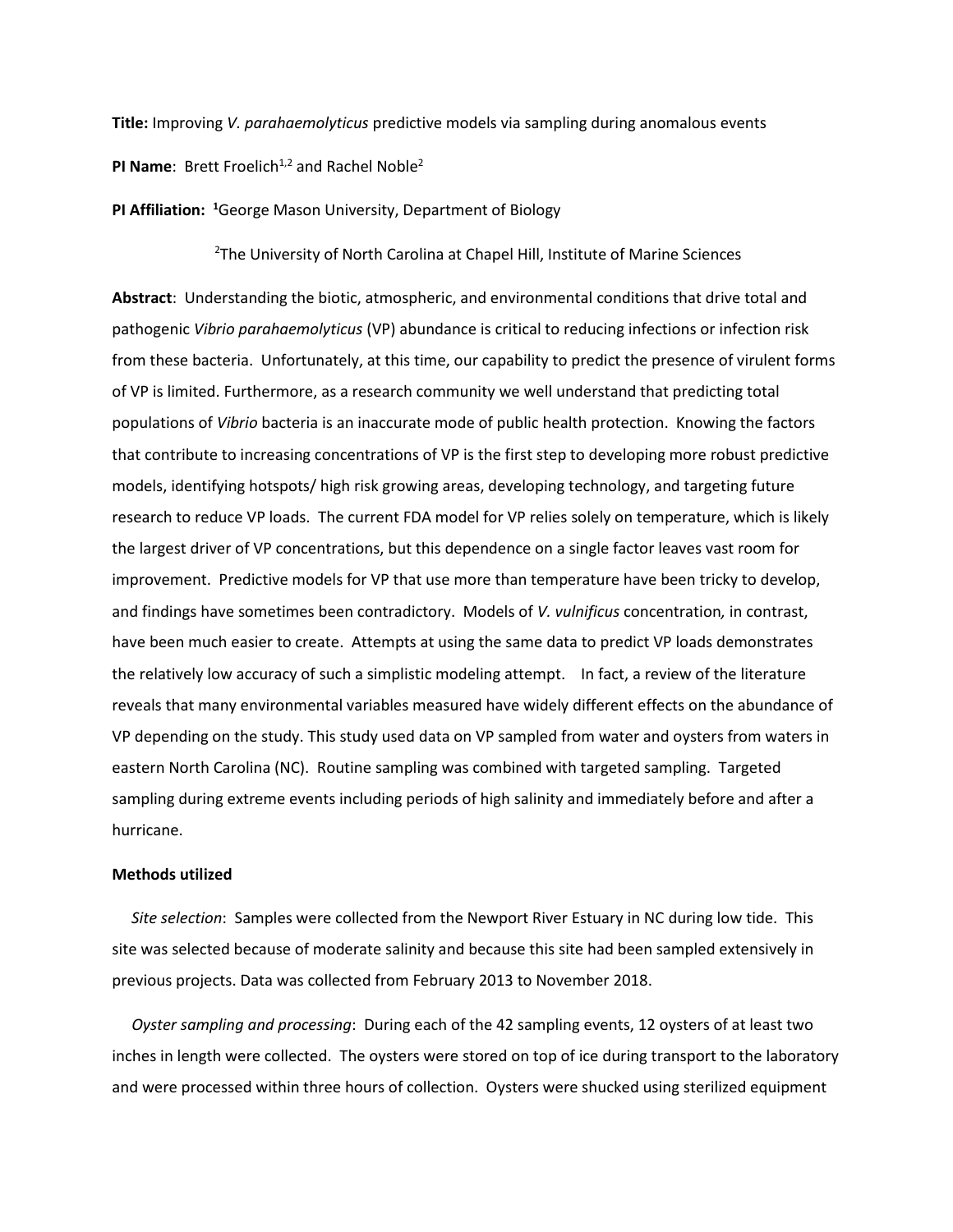**Title:** Improving *V. parahaemolyticus* predictive models via sampling during anomalous events

**PI Name**: Brett Froelich[1,2] and Rachel Noble[2]

**PI Affiliation:** [1]George Mason University, Department of Biology

[2]The University of North Carolina at Chapel Hill, Institute of Marine Sciences

**Abstract**: Understanding the biotic, atmospheric, and environmental conditions that drive total and pathogenic *Vibrio parahaemolyticus* (VP) abundance is critical to reducing infections or infection risk from these bacteria. Unfortunately, at this time, our capability to predict the presence of virulent forms of VP is limited. Furthermore, as a research community we well understand that predicting total populations of *Vibrio* bacteria is an inaccurate mode of public health protection. Knowing the factors that contribute to increasing concentrations of VP is the first step to developing more robust predictive models, identifying hotspots/ high risk growing areas, developing technology, and targeting future research to reduce VP loads. The current FDA model for VP relies solely on temperature, which is likely the largest driver of VP concentrations, but this dependence on a single factor leaves vast room for improvement. Predictive models for VP that use more than temperature have been tricky to develop, and findings have sometimes been contradictory. Models of *V. vulnificus* concentration, in contrast, have been much easier to create. Attempts at using the same data to predict VP loads demonstrates the relatively low accuracy of such a simplistic modeling attempt. In fact, a review of the literature reveals that many environmental variables measured have widely different effects on the abundance of VP depending on the study. This study used data on VP sampled from water and oysters from waters in eastern North Carolina (NC). Routine sampling was combined with targeted sampling. Targeted sampling during extreme events including periods of high salinity and immediately before and after a hurricane.

## Methods utilized

*Site selection*: Samples were collected from the Newport River Estuary in NC during low tide. This site was selected because of moderate salinity and because this site had been sampled extensively in previous projects. Data was collected from February 2013 to November 2018.

*Oyster sampling and processing*: During each of the 42 sampling events, 12 oysters of at least two inches in length were collected. The oysters were stored on top of ice during transport to the laboratory and were processed within three hours of collection. Oysters were shucked using sterilized equipment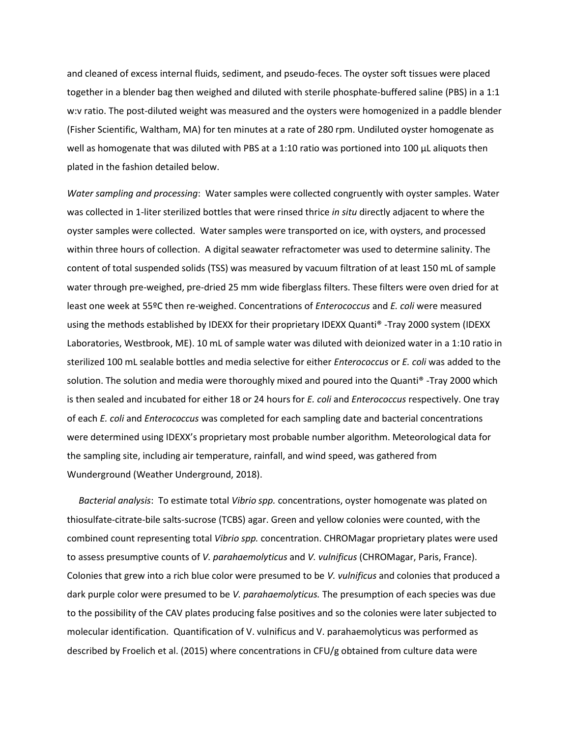and cleaned of excess internal fluids, sediment, and pseudo-feces. The oyster soft tissues were placed together in a blender bag then weighed and diluted with sterile phosphate-buffered saline (PBS) in a 1:1 w:v ratio. The post-diluted weight was measured and the oysters were homogenized in a paddle blender (Fisher Scientific, Waltham, MA) for ten minutes at a rate of 280 rpm. Undiluted oyster homogenate as well as homogenate that was diluted with PBS at a 1:10 ratio was portioned into 100 µL aliquots then plated in the fashion detailed below.

*Water sampling and processing*: Water samples were collected congruently with oyster samples. Water was collected in 1-liter sterilized bottles that were rinsed thrice *in situ* directly adjacent to where the oyster samples were collected. Water samples were transported on ice, with oysters, and processed within three hours of collection. A digital seawater refractometer was used to determine salinity. The content of total suspended solids (TSS) was measured by vacuum filtration of at least 150 mL of sample water through pre-weighed, pre-dried 25 mm wide fiberglass filters. These filters were oven dried for at least one week at 55ºC then re-weighed. Concentrations of *Enterococcus* and *E. coli* were measured using the methods established by IDEXX for their proprietary IDEXX Quanti® -Tray 2000 system (IDEXX Laboratories, Westbrook, ME). 10 mL of sample water was diluted with deionized water in a 1:10 ratio in sterilized 100 mL sealable bottles and media selective for either *Enterococcus* or *E. coli* was added to the solution. The solution and media were thoroughly mixed and poured into the Quanti® -Tray 2000 which is then sealed and incubated for either 18 or 24 hours for *E. coli* and *Enterococcus* respectively. One tray of each *E. coli* and *Enterococcus* was completed for each sampling date and bacterial concentrations were determined using IDEXX's proprietary most probable number algorithm. Meteorological data for the sampling site, including air temperature, rainfall, and wind speed, was gathered from Wunderground (Weather Underground, 2018).

*Bacterial analysis*: To estimate total *Vibrio spp.* concentrations, oyster homogenate was plated on thiosulfate-citrate-bile salts-sucrose (TCBS) agar. Green and yellow colonies were counted, with the combined count representing total *Vibrio spp.* concentration. CHROMagar proprietary plates were used to assess presumptive counts of *V. parahaemolyticus* and *V. vulnificus* (CHROMagar, Paris, France). Colonies that grew into a rich blue color were presumed to be *V. vulnificus* and colonies that produced a dark purple color were presumed to be *V. parahaemolyticus.* The presumption of each species was due to the possibility of the CAV plates producing false positives and so the colonies were later subjected to molecular identification. Quantification of V. vulnificus and V. parahaemolyticus was performed as described by Froelich et al. (2015) where concentrations in CFU/g obtained from culture data were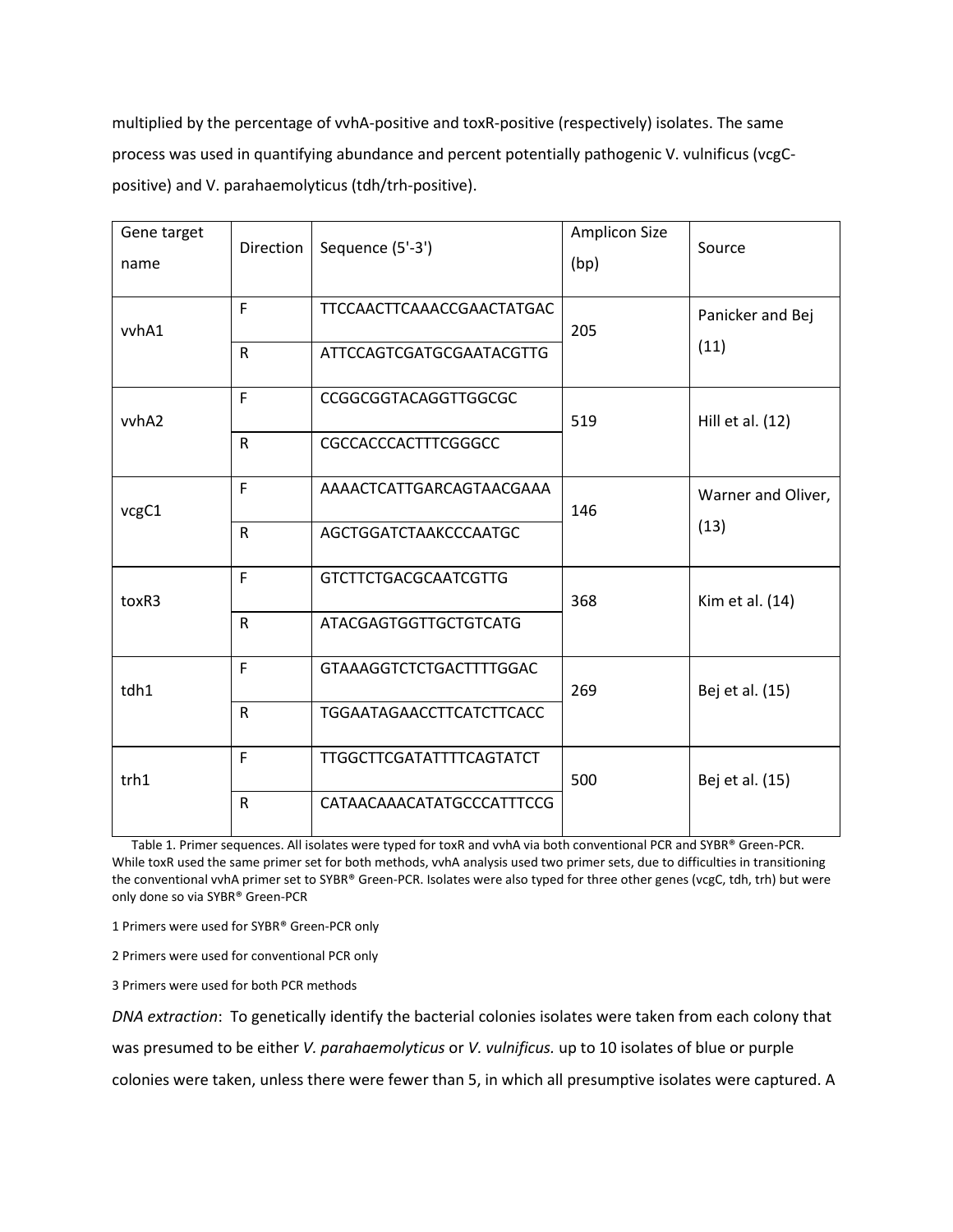multiplied by the percentage of vvhA-positive and toxR-positive (respectively) isolates. The same process was used in quantifying abundance and percent potentially pathogenic V. vulnificus (vcgC-positive) and V. parahaemolyticus (tdh/trh-positive).

| Gene target name | Direction | Sequence (5'-3') | Amplicon Size (bp) | Source |
|---|---|---|---|---|
| vvhA1 | F | TTCCAACTTCAAACCGAACTATGAC | 205 | Panicker and Bej (11) |
| | R | ATTCCAGTCGATGCGAATACGTTG | | |
| vvhA2 | F | CCGGCGGTACAGGTTGGCGC | 519 | Hill et al. (12) |
| | R | CGCCACCCACTTTCGGGCC | | |
| vcgC1 | F | AAAACTCATTGARCAGTAACGAAA | 146 | Warner and Oliver, (13) |
| | R | AGCTGGATCTAAKCCCAATGC | | |
| toxR3 | F | GTCTTCTGACGCAATCGTTG | 368 | Kim et al. (14) |
| | R | ATACGAGTGGTTGCTGTCATG | | |
| tdh1 | F | GTAAAGGTCTCTGACTTTTGGAC | 269 | Bej et al. (15) |
| | R | TGGAATAGAACCTTCATCTTCACC | | |
| trh1 | F | TTGGCTTCGATATTTTCAGTATCT | 500 | Bej et al. (15) |
| | R | CATAACAAACATATGCCCATTTCCG | | |

Table 1. Primer sequences. All isolates were typed for toxR and vvhA via both conventional PCR and SYBR® Green-PCR. While toxR used the same primer set for both methods, vvhA analysis used two primer sets, due to difficulties in transitioning the conventional vvhA primer set to SYBR® Green-PCR. Isolates were also typed for three other genes (vcgC, tdh, trh) but were only done so via SYBR® Green-PCR

1 Primers were used for SYBR® Green-PCR only

2 Primers were used for conventional PCR only

3 Primers were used for both PCR methods

*DNA extraction*: To genetically identify the bacterial colonies isolates were taken from each colony that was presumed to be either *V. parahaemolyticus* or *V. vulnificus.* up to 10 isolates of blue or purple colonies were taken, unless there were fewer than 5, in which all presumptive isolates were captured. A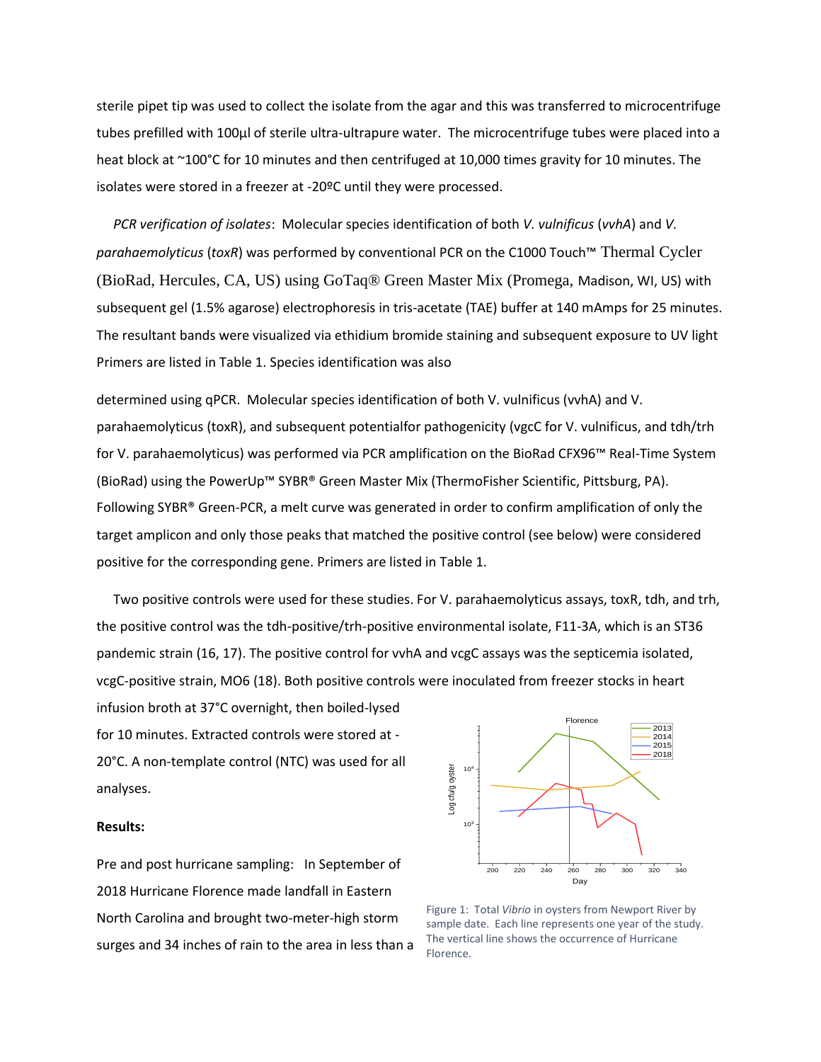sterile pipet tip was used to collect the isolate from the agar and this was transferred to microcentrifuge tubes prefilled with 100µl of sterile ultra-ultrapure water. The microcentrifuge tubes were placed into a heat block at ~100°C for 10 minutes and then centrifuged at 10,000 times gravity for 10 minutes. The isolates were stored in a freezer at -20ºC until they were processed.

*PCR verification of isolates*: Molecular species identification of both *V. vulnificus* (*vvhA*) and *V. parahaemolyticus* (*toxR*) was performed by conventional PCR on the C1000 Touch™ Thermal Cycler (BioRad, Hercules, CA, US) using GoTaq® Green Master Mix (Promega, Madison, WI, US) with subsequent gel (1.5% agarose) electrophoresis in tris-acetate (TAE) buffer at 140 mAmps for 25 minutes. The resultant bands were visualized via ethidium bromide staining and subsequent exposure to UV light Primers are listed in Table 1. Species identification was also

determined using qPCR. Molecular species identification of both V. vulnificus (vvhA) and V. parahaemolyticus (toxR), and subsequent potentialfor pathogenicity (vgcC for V. vulnificus, and tdh/trh for V. parahaemolyticus) was performed via PCR amplification on the BioRad CFX96™ Real-Time System (BioRad) using the PowerUp™ SYBR® Green Master Mix (ThermoFisher Scientific, Pittsburg, PA). Following SYBR® Green-PCR, a melt curve was generated in order to confirm amplification of only the target amplicon and only those peaks that matched the positive control (see below) were considered positive for the corresponding gene. Primers are listed in Table 1.

Two positive controls were used for these studies. For V. parahaemolyticus assays, toxR, tdh, and trh, the positive control was the tdh-positive/trh-positive environmental isolate, F11-3A, which is an ST36 pandemic strain (16, 17). The positive control for vvhA and vcgC assays was the septicemia isolated, vcgC-positive strain, MO6 (18). Both positive controls were inoculated from freezer stocks in heart infusion broth at 37°C overnight, then boiled-lysed for 10 minutes. Extracted controls were stored at -20°C. A non-template control (NTC) was used for all analyses.

**Results:**

Pre and post hurricane sampling: In September of 2018 Hurricane Florence made landfall in Eastern North Carolina and brought two-meter-high storm surges and 34 inches of rain to the area in less than a

Figure 1: Total *Vibrio* in oysters from Newport River by sample date. Each line represents one year of the study. The vertical line shows the occurrence of Hurricane Florence.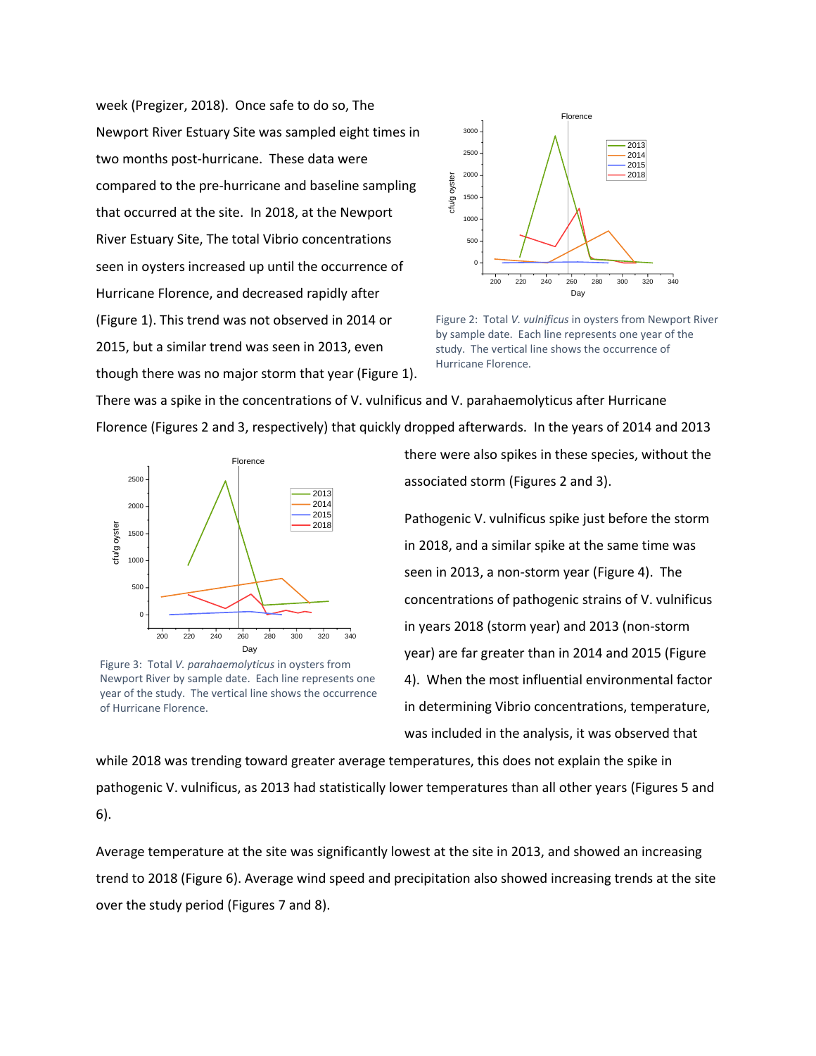week (Pregizer, 2018). Once safe to do so, The Newport River Estuary Site was sampled eight times in two months post-hurricane. These data were compared to the pre-hurricane and baseline sampling that occurred at the site. In 2018, at the Newport River Estuary Site, The total Vibrio concentrations seen in oysters increased up until the occurrence of Hurricane Florence, and decreased rapidly after (Figure 1). This trend was not observed in 2014 or 2015, but a similar trend was seen in 2013, even though there was no major storm that year (Figure 1).

Figure 2: Total *V. vulnificus* in oysters from Newport River by sample date. Each line represents one year of the study. The vertical line shows the occurrence of Hurricane Florence.

There was a spike in the concentrations of V. vulnificus and V. parahaemolyticus after Hurricane Florence (Figures 2 and 3, respectively) that quickly dropped afterwards. In the years of 2014 and 2013 there were also spikes in these species, without the associated storm (Figures 2 and 3).

Figure 3: Total *V. parahaemolyticus* in oysters from Newport River by sample date. Each line represents one year of the study. The vertical line shows the occurrence of Hurricane Florence.

Pathogenic V. vulnificus spike just before the storm in 2018, and a similar spike at the same time was seen in 2013, a non-storm year (Figure 4). The concentrations of pathogenic strains of V. vulnificus in years 2018 (storm year) and 2013 (non-storm year) are far greater than in 2014 and 2015 (Figure 4). When the most influential environmental factor in determining Vibrio concentrations, temperature, was included in the analysis, it was observed that while 2018 was trending toward greater average temperatures, this does not explain the spike in pathogenic V. vulnificus, as 2013 had statistically lower temperatures than all other years (Figures 5 and 6).

Average temperature at the site was significantly lowest at the site in 2013, and showed an increasing trend to 2018 (Figure 6). Average wind speed and precipitation also showed increasing trends at the site over the study period (Figures 7 and 8).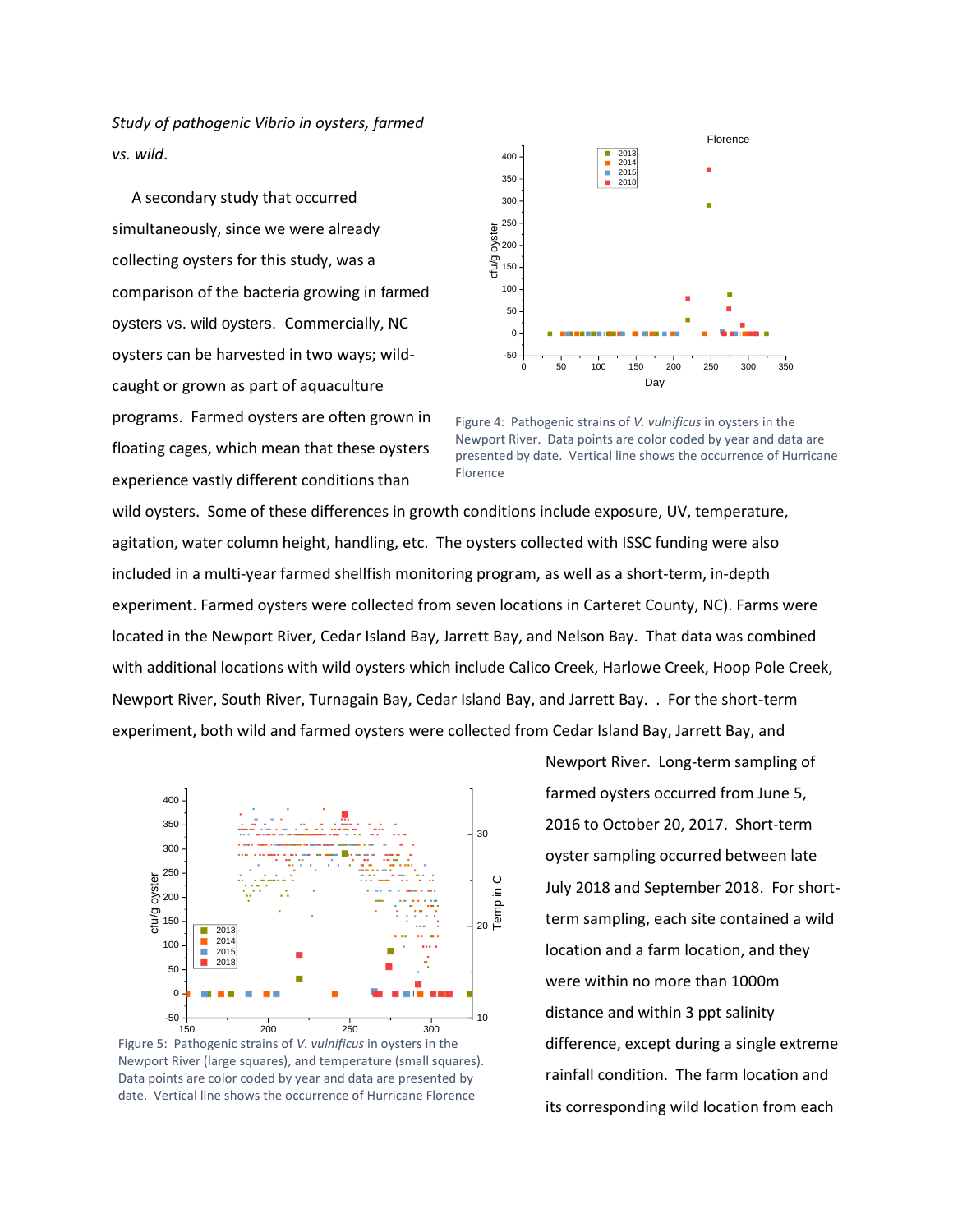*Study of pathogenic Vibrio in oysters, farmed vs. wild.*

A secondary study that occurred simultaneously, since we were already collecting oysters for this study, was a comparison of the bacteria growing in farmed oysters vs. wild oysters. Commercially, NC oysters can be harvested in two ways; wild-caught or grown as part of aquaculture programs. Farmed oysters are often grown in floating cages, which mean that these oysters experience vastly different conditions than wild oysters. Some of these differences in growth conditions include exposure, UV, temperature, agitation, water column height, handling, etc. The oysters collected with ISSC funding were also included in a multi-year farmed shellfish monitoring program, as well as a short-term, in-depth experiment. Farmed oysters were collected from seven locations in Carteret County, NC). Farms were located in the Newport River, Cedar Island Bay, Jarrett Bay, and Nelson Bay. That data was combined with additional locations with wild oysters which include Calico Creek, Harlowe Creek, Hoop Pole Creek, Newport River, South River, Turnagain Bay, Cedar Island Bay, and Jarrett Bay. . For the short-term experiment, both wild and farmed oysters were collected from Cedar Island Bay, Jarrett Bay, and Newport River. Long-term sampling of farmed oysters occurred from June 5, 2016 to October 20, 2017. Short-term oyster sampling occurred between late July 2018 and September 2018. For short-term sampling, each site contained a wild location and a farm location, and they were within no more than 1000m distance and within 3 ppt salinity difference, except during a single extreme rainfall condition. The farm location and its corresponding wild location from each

Figure 4: Pathogenic strains of *V. vulnificus* in oysters in the Newport River. Data points are color coded by year and data are presented by date. Vertical line shows the occurrence of Hurricane Florence

Figure 5: Pathogenic strains of *V. vulnificus* in oysters in the Newport River (large squares), and temperature (small squares). Data points are color coded by year and data are presented by date. Vertical line shows the occurrence of Hurricane Florence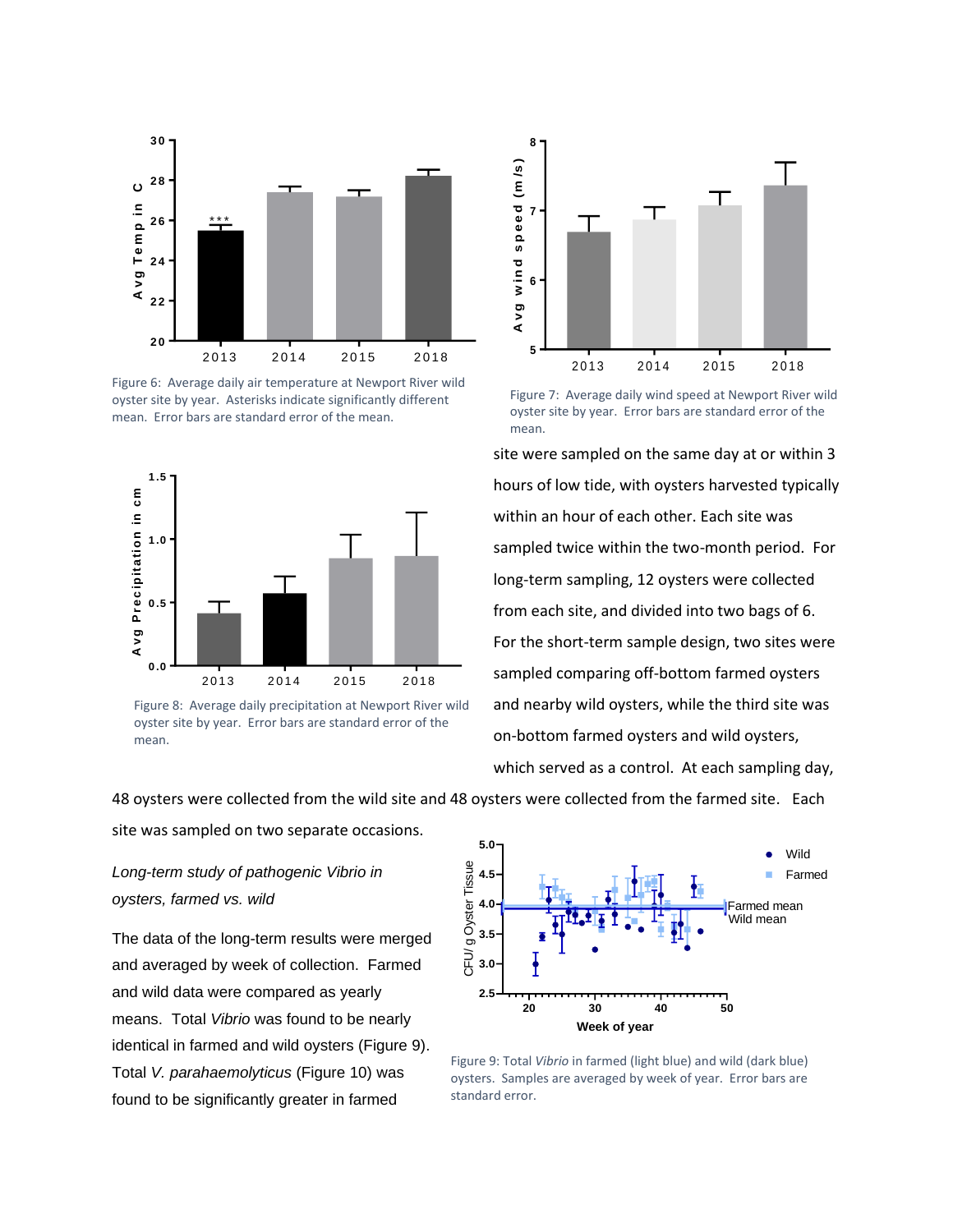Figure 6: Average daily air temperature at Newport River wild oyster site by year. Asterisks indicate significantly different mean. Error bars are standard error of the mean.

Figure 7: Average daily wind speed at Newport River wild oyster site by year. Error bars are standard error of the mean.

Figure 8: Average daily precipitation at Newport River wild oyster site by year. Error bars are standard error of the mean.

site were sampled on the same day at or within 3 hours of low tide, with oysters harvested typically within an hour of each other. Each site was sampled twice within the two-month period. For long-term sampling, 12 oysters were collected from each site, and divided into two bags of 6. For the short-term sample design, two sites were sampled comparing off-bottom farmed oysters and nearby wild oysters, while the third site was on-bottom farmed oysters and wild oysters, which served as a control. At each sampling day, 48 oysters were collected from the wild site and 48 oysters were collected from the farmed site. Each site was sampled on two separate occasions.

*Long-term study of pathogenic Vibrio in oysters, farmed vs. wild*

The data of the long-term results were merged and averaged by week of collection. Farmed and wild data were compared as yearly means. Total *Vibrio* was found to be nearly identical in farmed and wild oysters (Figure 9). Total *V. parahaemolyticus* (Figure 10) was found to be significantly greater in farmed

Figure 9: Total *Vibrio* in farmed (light blue) and wild (dark blue) oysters. Samples are averaged by week of year. Error bars are standard error.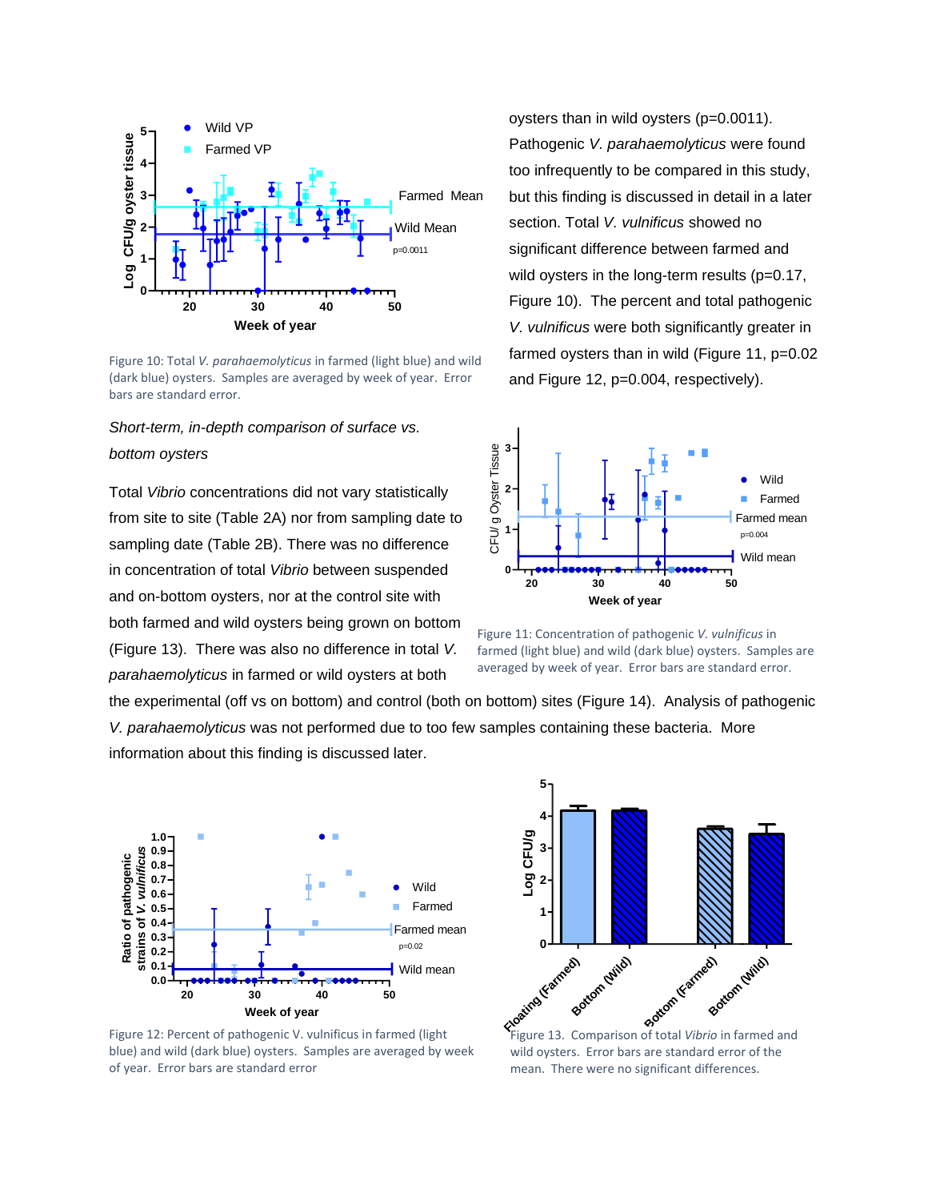Figure 10: Total *V. parahaemolyticus* in farmed (light blue) and wild (dark blue) oysters. Samples are averaged by week of year. Error bars are standard error.

oysters than in wild oysters (p=0.0011). Pathogenic *V. parahaemolyticus* were found too infrequently to be compared in this study, but this finding is discussed in detail in a later section. Total *V. vulnificus* showed no significant difference between farmed and wild oysters in the long-term results (p=0.17, Figure 10). The percent and total pathogenic *V. vulnificus* were both significantly greater in farmed oysters than in wild (Figure 11, p=0.02 and Figure 12, p=0.004, respectively).

*Short-term, in-depth comparison of surface vs. bottom oysters*

Total *Vibrio* concentrations did not vary statistically from site to site (Table 2A) nor from sampling date to sampling date (Table 2B). There was no difference in concentration of total *Vibrio* between suspended and on-bottom oysters, nor at the control site with both farmed and wild oysters being grown on bottom (Figure 13). There was also no difference in total *V. parahaemolyticus* in farmed or wild oysters at both the experimental (off vs on bottom) and control (both on bottom) sites (Figure 14). Analysis of pathogenic *V. parahaemolyticus* was not performed due to too few samples containing these bacteria. More information about this finding is discussed later.

Figure 11: Concentration of pathogenic *V. vulnificus* in farmed (light blue) and wild (dark blue) oysters. Samples are averaged by week of year. Error bars are standard error.

Figure 12: Percent of pathogenic V. vulnificus in farmed (light blue) and wild (dark blue) oysters. Samples are averaged by week of year. Error bars are standard error

Figure 13. Comparison of total *Vibrio* in farmed and wild oysters. Error bars are standard error of the mean. There were no significant differences.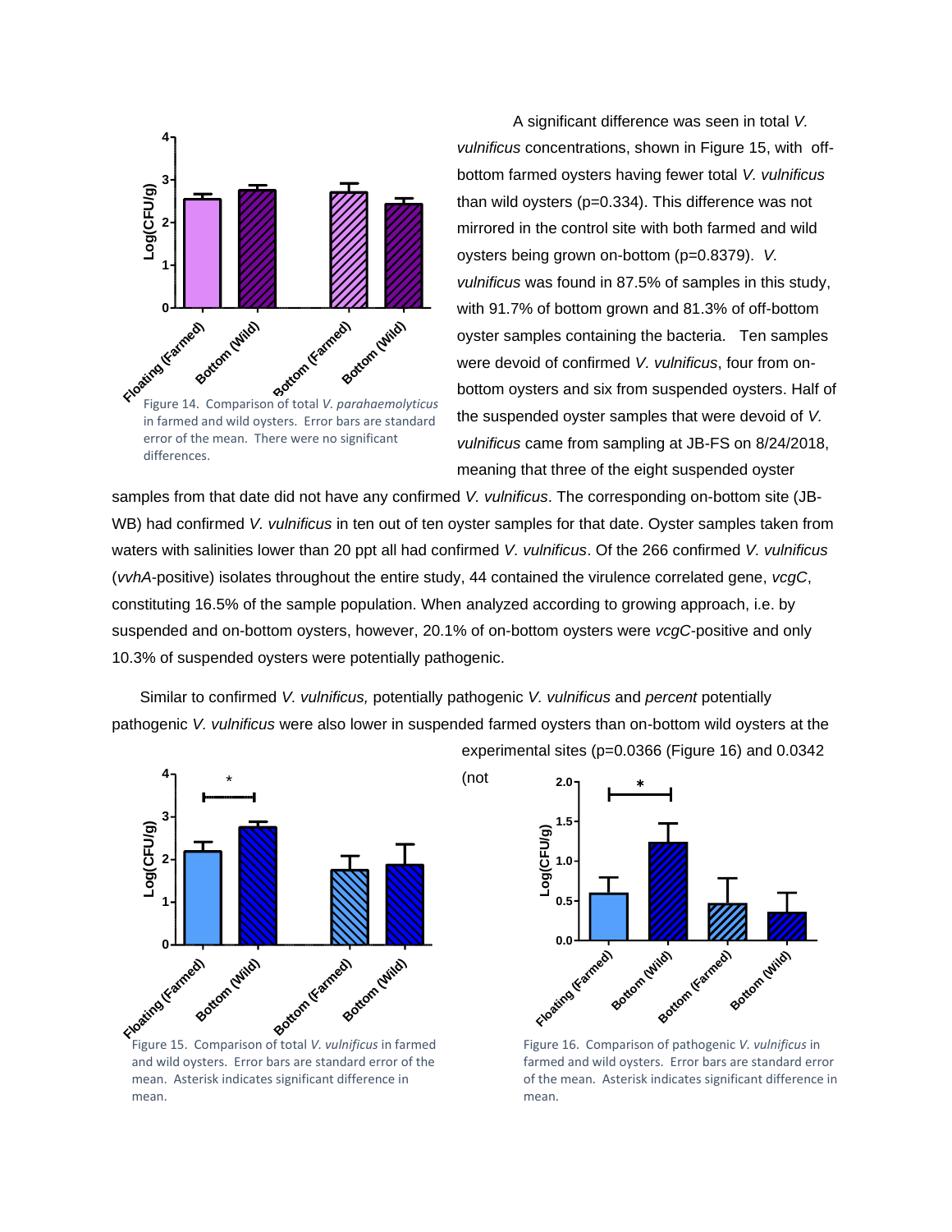Figure 14. Comparison of total *V. parahaemolyticus* in farmed and wild oysters. Error bars are standard error of the mean. There were no significant differences.

A significant difference was seen in total *V. vulnificus* concentrations, shown in Figure 15, with off-bottom farmed oysters having fewer total *V. vulnificus* than wild oysters (p=0.334). This difference was not mirrored in the control site with both farmed and wild oysters being grown on-bottom (p=0.8379). *V. vulnificus* was found in 87.5% of samples in this study, with 91.7% of bottom grown and 81.3% of off-bottom oyster samples containing the bacteria. Ten samples were devoid of confirmed *V. vulnificus*, four from on-bottom oysters and six from suspended oysters. Half of the suspended oyster samples that were devoid of *V. vulnificus* came from sampling at JB-FS on 8/24/2018, meaning that three of the eight suspended oyster samples from that date did not have any confirmed *V. vulnificus*. The corresponding on-bottom site (JB-WB) had confirmed *V. vulnificus* in ten out of ten oyster samples for that date. Oyster samples taken from waters with salinities lower than 20 ppt all had confirmed *V. vulnificus*. Of the 266 confirmed *V. vulnificus* (*vvhA*-positive) isolates throughout the entire study, 44 contained the virulence correlated gene, *vcgC*, constituting 16.5% of the sample population. When analyzed according to growing approach, i.e. by suspended and on-bottom oysters, however, 20.1% of on-bottom oysters were *vcgC*-positive and only 10.3% of suspended oysters were potentially pathogenic.

Similar to confirmed *V. vulnificus,* potentially pathogenic *V. vulnificus* and *percent* potentially pathogenic *V. vulnificus* were also lower in suspended farmed oysters than on-bottom wild oysters at the experimental sites (p=0.0366 (Figure 16) and 0.0342 (not

Figure 15. Comparison of total *V. vulnificus* in farmed and wild oysters. Error bars are standard error of the mean. Asterisk indicates significant difference in mean.

Figure 16. Comparison of pathogenic *V. vulnificus* in farmed and wild oysters. Error bars are standard error of the mean. Asterisk indicates significant difference in mean.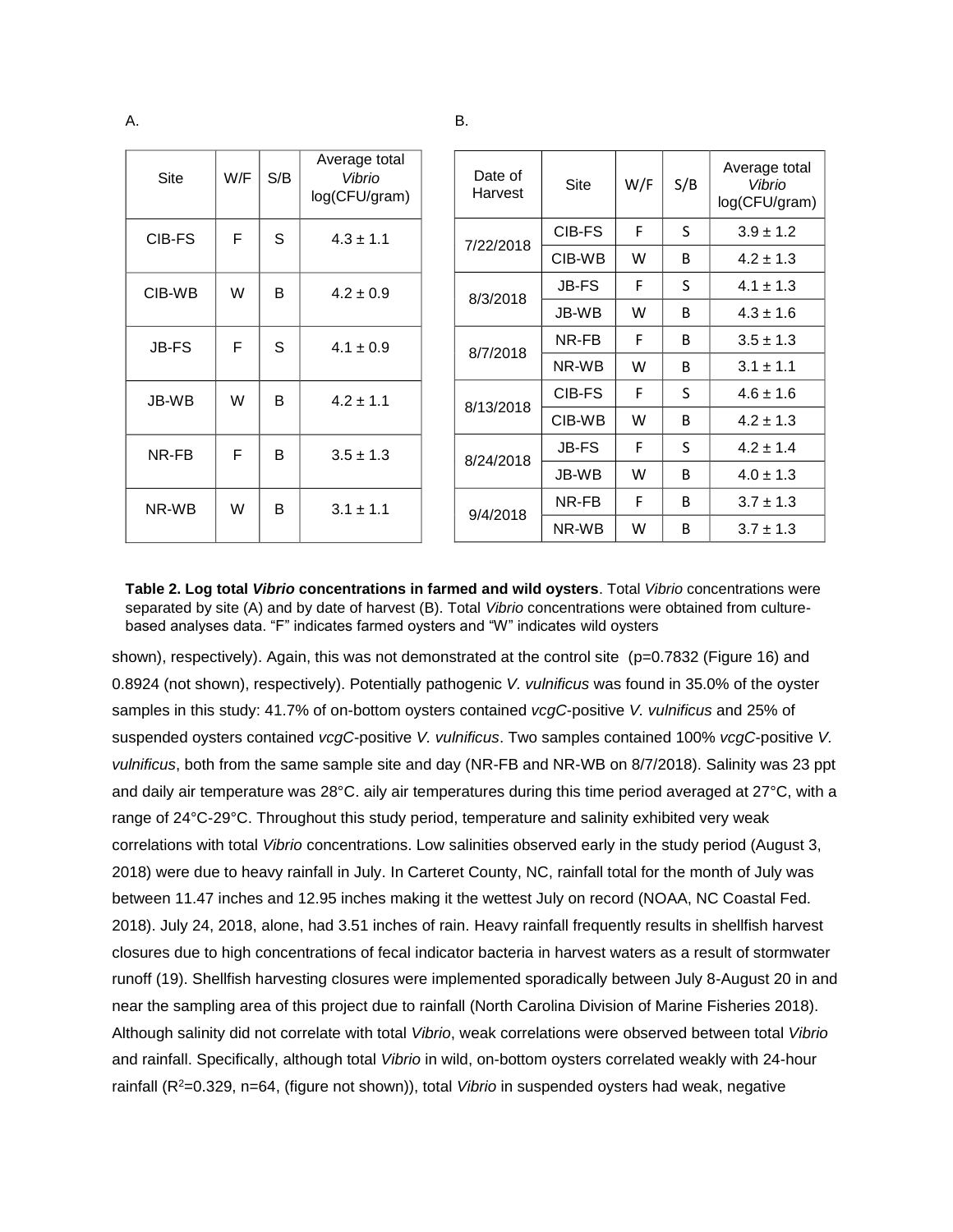A.

| Site | W/F | S/B | Average total *Vibrio* log(CFU/gram) |
|---|---|---|---|
| CIB-FS | F | S | 4.3 ± 1.1 |
| CIB-WB | W | B | 4.2 ± 0.9 |
| JB-FS | F | S | 4.1 ± 0.9 |
| JB-WB | W | B | 4.2 ± 1.1 |
| NR-FB | F | B | 3.5 ± 1.3 |
| NR-WB | W | B | 3.1 ± 1.1 |

B.

| Date of Harvest | Site | W/F | S/B | Average total *Vibrio* log(CFU/gram) |
|---|---|---|---|---|
| 7/22/2018 | CIB-FS | F | S | 3.9 ± 1.2 |
| | CIB-WB | W | B | 4.2 ± 1.3 |
| 8/3/2018 | JB-FS | F | S | 4.1 ± 1.3 |
| | JB-WB | W | B | 4.3 ± 1.6 |
| 8/7/2018 | NR-FB | F | B | 3.5 ± 1.3 |
| | NR-WB | W | B | 3.1 ± 1.1 |
| 8/13/2018 | CIB-FS | F | S | 4.6 ± 1.6 |
| | CIB-WB | W | B | 4.2 ± 1.3 |
| 8/24/2018 | JB-FS | F | S | 4.2 ± 1.4 |
| | JB-WB | W | B | 4.0 ± 1.3 |
| 9/4/2018 | NR-FB | F | B | 3.7 ± 1.3 |
| | NR-WB | W | B | 3.7 ± 1.3 |

**Table 2. Log total *Vibrio* concentrations in farmed and wild oysters**. Total *Vibrio* concentrations were separated by site (A) and by date of harvest (B). Total *Vibrio* concentrations were obtained from culture-based analyses data. "F" indicates farmed oysters and "W" indicates wild oysters

shown), respectively). Again, this was not demonstrated at the control site (p=0.7832 (Figure 16) and 0.8924 (not shown), respectively). Potentially pathogenic *V. vulnificus* was found in 35.0% of the oyster samples in this study: 41.7% of on-bottom oysters contained *vcgC*-positive *V. vulnificus* and 25% of suspended oysters contained *vcgC*-positive *V. vulnificus*. Two samples contained 100% *vcgC*-positive *V. vulnificus*, both from the same sample site and day (NR-FB and NR-WB on 8/7/2018). Salinity was 23 ppt and daily air temperature was 28°C. aily air temperatures during this time period averaged at 27°C, with a range of 24°C-29°C. Throughout this study period, temperature and salinity exhibited very weak correlations with total *Vibrio* concentrations. Low salinities observed early in the study period (August 3, 2018) were due to heavy rainfall in July. In Carteret County, NC, rainfall total for the month of July was between 11.47 inches and 12.95 inches making it the wettest July on record (NOAA, NC Coastal Fed. 2018). July 24, 2018, alone, had 3.51 inches of rain. Heavy rainfall frequently results in shellfish harvest closures due to high concentrations of fecal indicator bacteria in harvest waters as a result of stormwater runoff (19). Shellfish harvesting closures were implemented sporadically between July 8-August 20 in and near the sampling area of this project due to rainfall (North Carolina Division of Marine Fisheries 2018). Although salinity did not correlate with total *Vibrio*, weak correlations were observed between total *Vibrio* and rainfall. Specifically, although total *Vibrio* in wild, on-bottom oysters correlated weakly with 24-hour rainfall ($R^2$=0.329, n=64, (figure not shown)), total *Vibrio* in suspended oysters had weak, negative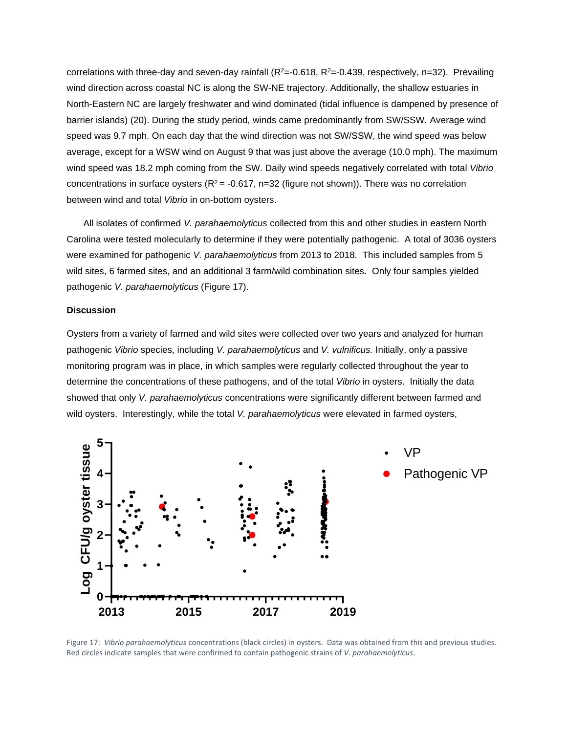correlations with three-day and seven-day rainfall ($R^2$=-0.618, $R^2$=-0.439, respectively, n=32). Prevailing wind direction across coastal NC is along the SW-NE trajectory. Additionally, the shallow estuaries in North-Eastern NC are largely freshwater and wind dominated (tidal influence is dampened by presence of barrier islands) (20). During the study period, winds came predominantly from SW/SSW. Average wind speed was 9.7 mph. On each day that the wind direction was not SW/SSW, the wind speed was below average, except for a WSW wind on August 9 that was just above the average (10.0 mph). The maximum wind speed was 18.2 mph coming from the SW. Daily wind speeds negatively correlated with total *Vibrio* concentrations in surface oysters ($R^2$ = -0.617, n=32 (figure not shown)). There was no correlation between wind and total *Vibrio* in on-bottom oysters.

All isolates of confirmed *V. parahaemolyticus* collected from this and other studies in eastern North Carolina were tested molecularly to determine if they were potentially pathogenic. A total of 3036 oysters were examined for pathogenic *V. parahaemolyticus* from 2013 to 2018. This included samples from 5 wild sites, 6 farmed sites, and an additional 3 farm/wild combination sites. Only four samples yielded pathogenic *V. parahaemolyticus* (Figure 17).

**Discussion**

Oysters from a variety of farmed and wild sites were collected over two years and analyzed for human pathogenic *Vibrio* species, including *V. parahaemolyticus* and *V. vulnificus.* Initially, only a passive monitoring program was in place, in which samples were regularly collected throughout the year to determine the concentrations of these pathogens, and of the total *Vibrio* in oysters. Initially the data showed that only *V. parahaemolyticus* concentrations were significantly different between farmed and wild oysters. Interestingly, while the total *V. parahaemolyticus* were elevated in farmed oysters,

Figure 17: *Vibrio parahaemolyticus* concentrations (black circles) in oysters. Data was obtained from this and previous studies. Red circles indicate samples that were confirmed to contain pathogenic strains of *V. parahaemolyticus*.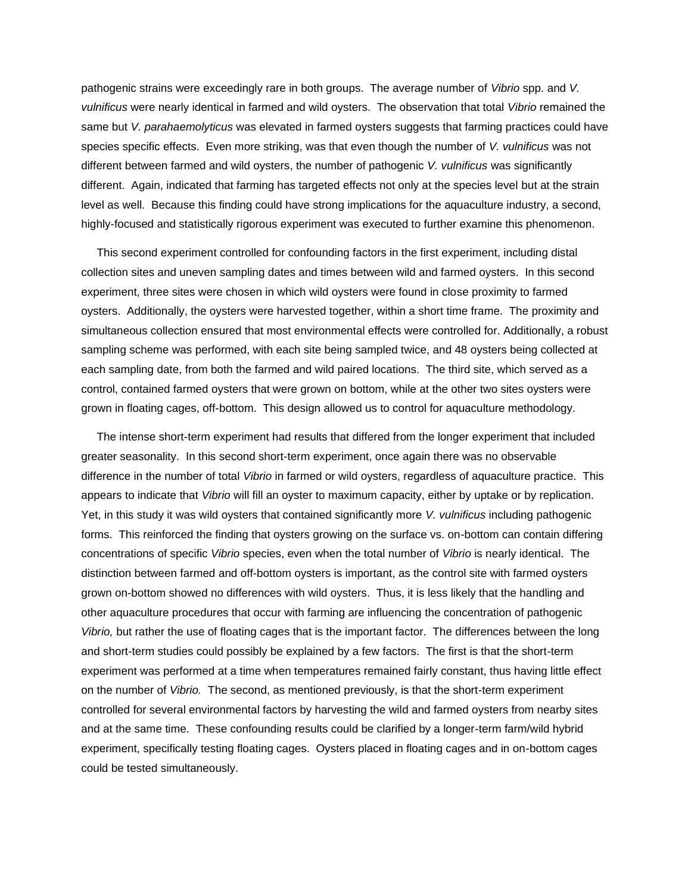pathogenic strains were exceedingly rare in both groups. The average number of *Vibrio* spp. and *V. vulnificus* were nearly identical in farmed and wild oysters. The observation that total *Vibrio* remained the same but *V. parahaemolyticus* was elevated in farmed oysters suggests that farming practices could have species specific effects. Even more striking, was that even though the number of *V. vulnificus* was not different between farmed and wild oysters, the number of pathogenic *V. vulnificus* was significantly different. Again, indicated that farming has targeted effects not only at the species level but at the strain level as well. Because this finding could have strong implications for the aquaculture industry, a second, highly-focused and statistically rigorous experiment was executed to further examine this phenomenon.

This second experiment controlled for confounding factors in the first experiment, including distal collection sites and uneven sampling dates and times between wild and farmed oysters. In this second experiment, three sites were chosen in which wild oysters were found in close proximity to farmed oysters. Additionally, the oysters were harvested together, within a short time frame. The proximity and simultaneous collection ensured that most environmental effects were controlled for. Additionally, a robust sampling scheme was performed, with each site being sampled twice, and 48 oysters being collected at each sampling date, from both the farmed and wild paired locations. The third site, which served as a control, contained farmed oysters that were grown on bottom, while at the other two sites oysters were grown in floating cages, off-bottom. This design allowed us to control for aquaculture methodology.

The intense short-term experiment had results that differed from the longer experiment that included greater seasonality. In this second short-term experiment, once again there was no observable difference in the number of total *Vibrio* in farmed or wild oysters, regardless of aquaculture practice. This appears to indicate that *Vibrio* will fill an oyster to maximum capacity, either by uptake or by replication. Yet, in this study it was wild oysters that contained significantly more *V. vulnificus* including pathogenic forms. This reinforced the finding that oysters growing on the surface vs. on-bottom can contain differing concentrations of specific *Vibrio* species, even when the total number of *Vibrio* is nearly identical. The distinction between farmed and off-bottom oysters is important, as the control site with farmed oysters grown on-bottom showed no differences with wild oysters. Thus, it is less likely that the handling and other aquaculture procedures that occur with farming are influencing the concentration of pathogenic *Vibrio,* but rather the use of floating cages that is the important factor. The differences between the long and short-term studies could possibly be explained by a few factors. The first is that the short-term experiment was performed at a time when temperatures remained fairly constant, thus having little effect on the number of *Vibrio.* The second, as mentioned previously, is that the short-term experiment controlled for several environmental factors by harvesting the wild and farmed oysters from nearby sites and at the same time. These confounding results could be clarified by a longer-term farm/wild hybrid experiment, specifically testing floating cages. Oysters placed in floating cages and in on-bottom cages could be tested simultaneously.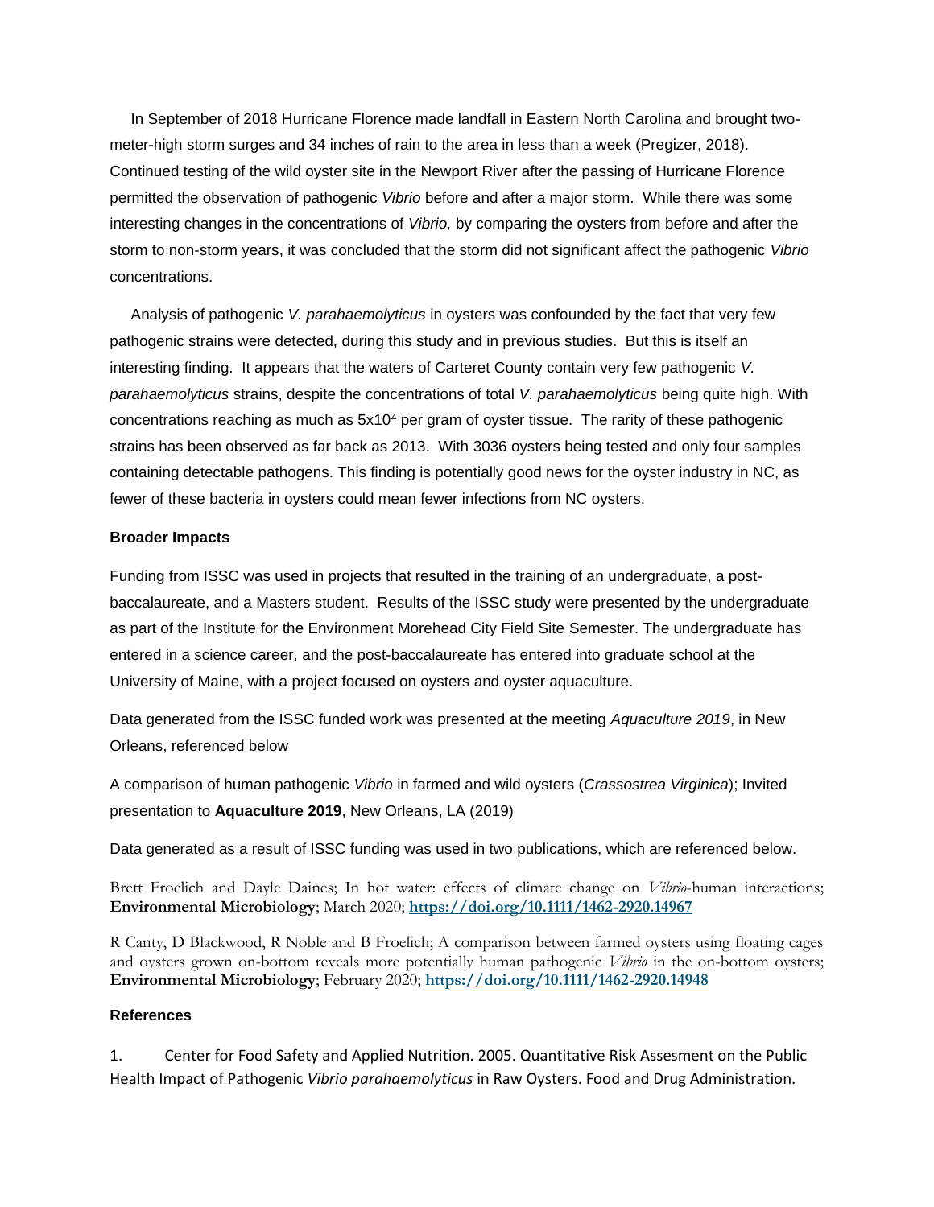In September of 2018 Hurricane Florence made landfall in Eastern North Carolina and brought two-meter-high storm surges and 34 inches of rain to the area in less than a week (Pregizer, 2018). Continued testing of the wild oyster site in the Newport River after the passing of Hurricane Florence permitted the observation of pathogenic *Vibrio* before and after a major storm. While there was some interesting changes in the concentrations of *Vibrio,* by comparing the oysters from before and after the storm to non-storm years, it was concluded that the storm did not significant affect the pathogenic *Vibrio* concentrations.

Analysis of pathogenic *V. parahaemolyticus* in oysters was confounded by the fact that very few pathogenic strains were detected, during this study and in previous studies. But this is itself an interesting finding. It appears that the waters of Carteret County contain very few pathogenic *V. parahaemolyticus* strains, despite the concentrations of total *V. parahaemolyticus* being quite high. With concentrations reaching as much as $5x10^4$ per gram of oyster tissue. The rarity of these pathogenic strains has been observed as far back as 2013. With 3036 oysters being tested and only four samples containing detectable pathogens. This finding is potentially good news for the oyster industry in NC, as fewer of these bacteria in oysters could mean fewer infections from NC oysters.

**Broader Impacts**

Funding from ISSC was used in projects that resulted in the training of an undergraduate, a post-baccalaureate, and a Masters student. Results of the ISSC study were presented by the undergraduate as part of the Institute for the Environment Morehead City Field Site Semester. The undergraduate has entered in a science career, and the post-baccalaureate has entered into graduate school at the University of Maine, with a project focused on oysters and oyster aquaculture.

Data generated from the ISSC funded work was presented at the meeting *Aquaculture 2019*, in New Orleans, referenced below

A comparison of human pathogenic *Vibrio* in farmed and wild oysters (*Crassostrea Virginica*); Invited presentation to **Aquaculture 2019**, New Orleans, LA (2019)

Data generated as a result of ISSC funding was used in two publications, which are referenced below.

Brett Froelich and Dayle Daines; In hot water: effects of climate change on *Vibrio*-human interactions; **Environmental Microbiology**; March 2020; **https://doi.org/10.1111/1462-2920.14967**

R Canty, D Blackwood, R Noble and B Froelich; A comparison between farmed oysters using floating cages and oysters grown on-bottom reveals more potentially human pathogenic *Vibrio* in the on-bottom oysters; **Environmental Microbiology**; February 2020; **https://doi.org/10.1111/1462-2920.14948**

**References**

1. Center for Food Safety and Applied Nutrition. 2005. Quantitative Risk Assesment on the Public Health Impact of Pathogenic *Vibrio parahaemolyticus* in Raw Oysters. Food and Drug Administration.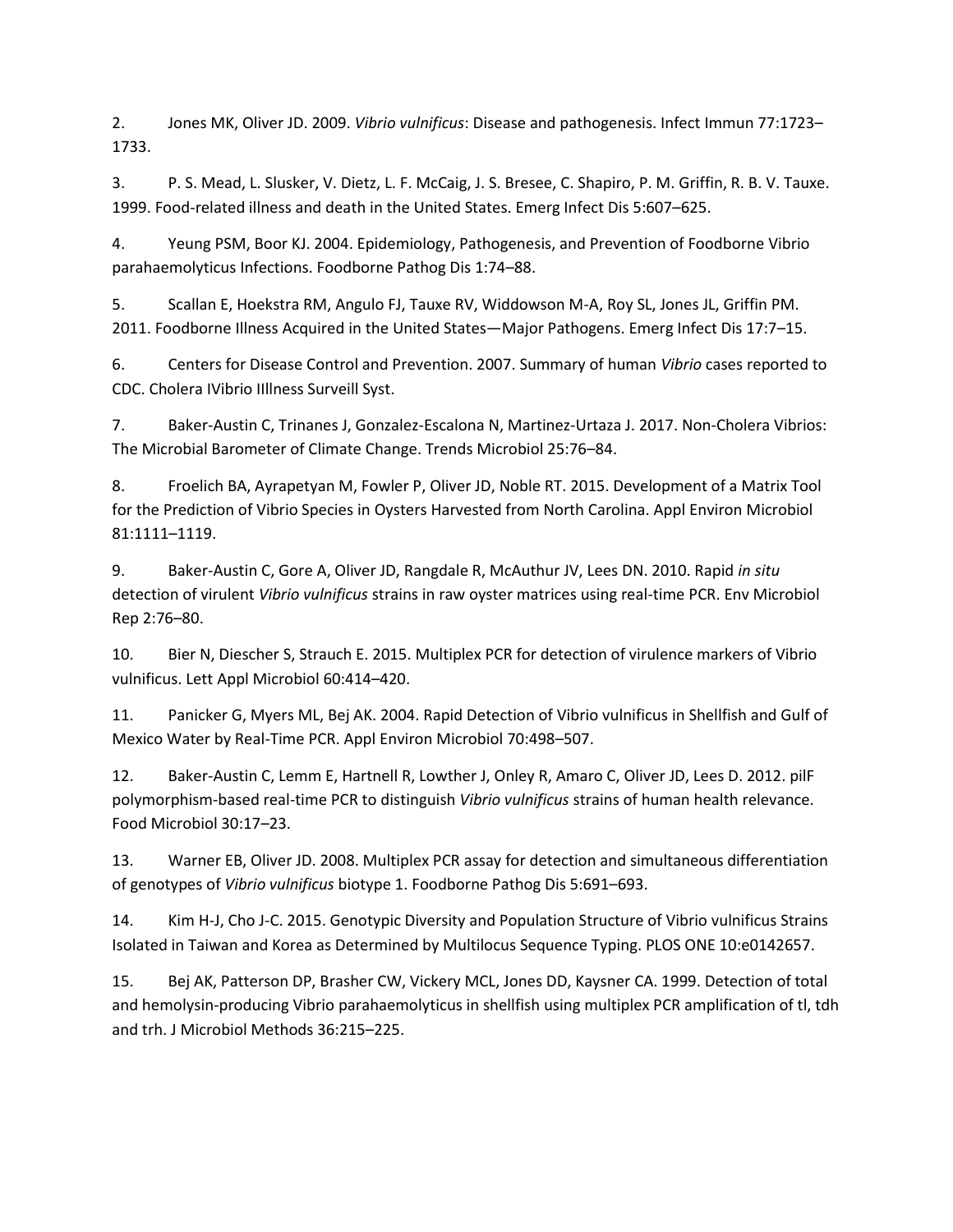2. Jones MK, Oliver JD. 2009. *Vibrio vulnificus*: Disease and pathogenesis. Infect Immun 77:1723–1733.

3. P. S. Mead, L. Slusker, V. Dietz, L. F. McCaig, J. S. Bresee, C. Shapiro, P. M. Griffin, R. B. V. Tauxe. 1999. Food-related illness and death in the United States. Emerg Infect Dis 5:607–625.

4. Yeung PSM, Boor KJ. 2004. Epidemiology, Pathogenesis, and Prevention of Foodborne Vibrio parahaemolyticus Infections. Foodborne Pathog Dis 1:74–88.

5. Scallan E, Hoekstra RM, Angulo FJ, Tauxe RV, Widdowson M-A, Roy SL, Jones JL, Griffin PM. 2011. Foodborne Illness Acquired in the United States—Major Pathogens. Emerg Infect Dis 17:7–15.

6. Centers for Disease Control and Prevention. 2007. Summary of human *Vibrio* cases reported to CDC. Cholera IVibrio IIllness Surveill Syst.

7. Baker-Austin C, Trinanes J, Gonzalez-Escalona N, Martinez-Urtaza J. 2017. Non-Cholera Vibrios: The Microbial Barometer of Climate Change. Trends Microbiol 25:76–84.

8. Froelich BA, Ayrapetyan M, Fowler P, Oliver JD, Noble RT. 2015. Development of a Matrix Tool for the Prediction of Vibrio Species in Oysters Harvested from North Carolina. Appl Environ Microbiol 81:1111–1119.

9. Baker-Austin C, Gore A, Oliver JD, Rangdale R, McAuthur JV, Lees DN. 2010. Rapid *in situ* detection of virulent *Vibrio vulnificus* strains in raw oyster matrices using real-time PCR. Env Microbiol Rep 2:76–80.

10. Bier N, Diescher S, Strauch E. 2015. Multiplex PCR for detection of virulence markers of Vibrio vulnificus. Lett Appl Microbiol 60:414–420.

11. Panicker G, Myers ML, Bej AK. 2004. Rapid Detection of Vibrio vulnificus in Shellfish and Gulf of Mexico Water by Real-Time PCR. Appl Environ Microbiol 70:498–507.

12. Baker-Austin C, Lemm E, Hartnell R, Lowther J, Onley R, Amaro C, Oliver JD, Lees D. 2012. pilF polymorphism-based real-time PCR to distinguish *Vibrio vulnificus* strains of human health relevance. Food Microbiol 30:17–23.

13. Warner EB, Oliver JD. 2008. Multiplex PCR assay for detection and simultaneous differentiation of genotypes of *Vibrio vulnificus* biotype 1. Foodborne Pathog Dis 5:691–693.

14. Kim H-J, Cho J-C. 2015. Genotypic Diversity and Population Structure of Vibrio vulnificus Strains Isolated in Taiwan and Korea as Determined by Multilocus Sequence Typing. PLOS ONE 10:e0142657.

15. Bej AK, Patterson DP, Brasher CW, Vickery MCL, Jones DD, Kaysner CA. 1999. Detection of total and hemolysin-producing Vibrio parahaemolyticus in shellfish using multiplex PCR amplification of tl, tdh and trh. J Microbiol Methods 36:215–225.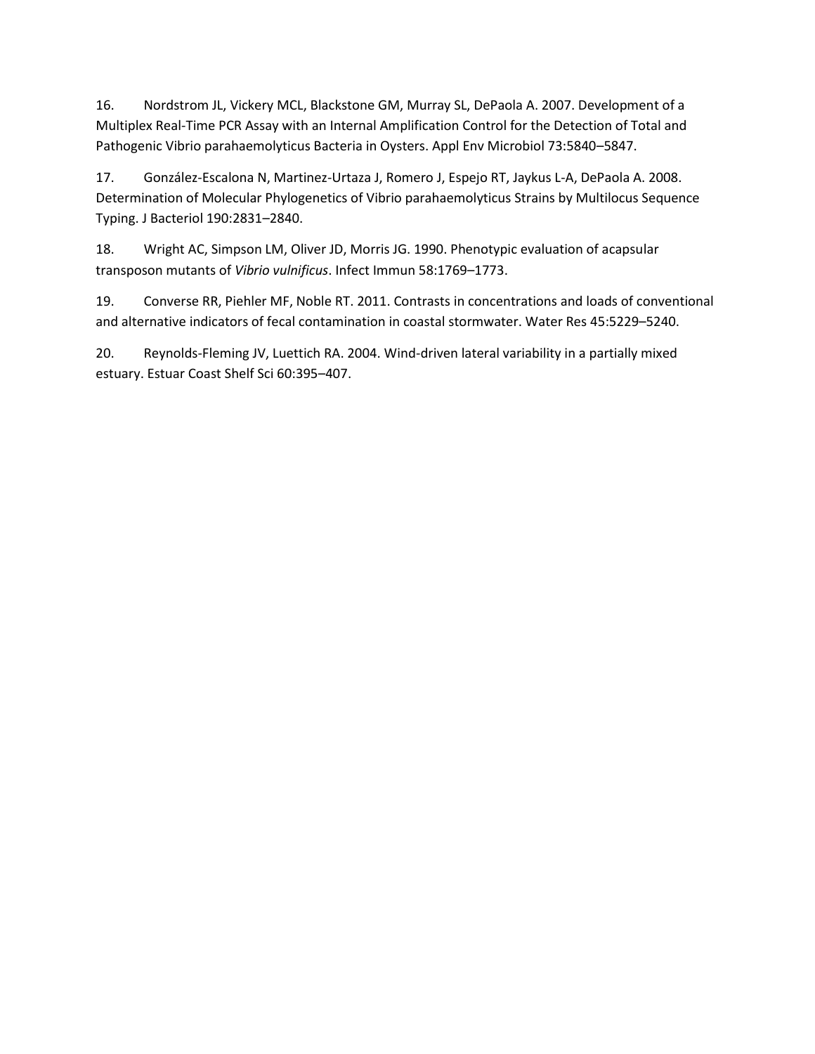16. Nordstrom JL, Vickery MCL, Blackstone GM, Murray SL, DePaola A. 2007. Development of a Multiplex Real-Time PCR Assay with an Internal Amplification Control for the Detection of Total and Pathogenic Vibrio parahaemolyticus Bacteria in Oysters. Appl Env Microbiol 73:5840–5847.

17. González-Escalona N, Martinez-Urtaza J, Romero J, Espejo RT, Jaykus L-A, DePaola A. 2008. Determination of Molecular Phylogenetics of Vibrio parahaemolyticus Strains by Multilocus Sequence Typing. J Bacteriol 190:2831–2840.

18. Wright AC, Simpson LM, Oliver JD, Morris JG. 1990. Phenotypic evaluation of acapsular transposon mutants of *Vibrio vulnificus*. Infect Immun 58:1769–1773.

19. Converse RR, Piehler MF, Noble RT. 2011. Contrasts in concentrations and loads of conventional and alternative indicators of fecal contamination in coastal stormwater. Water Res 45:5229–5240.

20. Reynolds-Fleming JV, Luettich RA. 2004. Wind-driven lateral variability in a partially mixed estuary. Estuar Coast Shelf Sci 60:395–407.